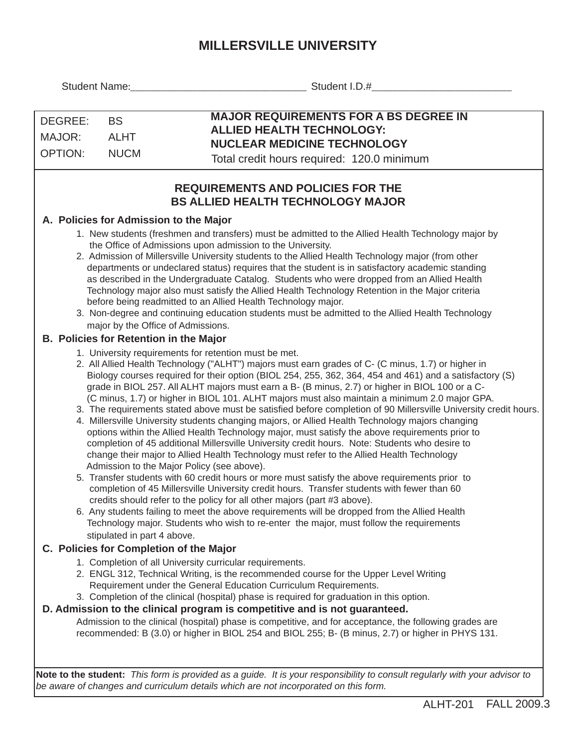# MILLERSVILLE UNIVERSITY

Student Name:______________________________ Student I.D.#________________________

| DEGREE: | BS | **MAJOR REQUIREMENTS FOR A BS DEGREE IN ALLIED HEALTH TECHNOLOGY: NUCLEAR MEDICINE TECHNOLOGY** |
|---|---|---|
| MAJOR: | ALHT | Total credit hours required: 120.0 minimum |
| OPTION: | NUCM | |

## REQUIREMENTS AND POLICIES FOR THE BS ALLIED HEALTH TECHNOLOGY MAJOR

### A. Policies for Admission to the Major

1. New students (freshmen and transfers) must be admitted to the Allied Health Technology major by the Office of Admissions upon admission to the University.
2. Admission of Millersville University students to the Allied Health Technology major (from other departments or undeclared status) requires that the student is in satisfactory academic standing as described in the Undergraduate Catalog. Students who were dropped from an Allied Health Technology major also must satisfy the Allied Health Technology Retention in the Major criteria before being readmitted to an Allied Health Technology major.
3. Non-degree and continuing education students must be admitted to the Allied Health Technology major by the Office of Admissions.

### B. Policies for Retention in the Major

1. University requirements for retention must be met.
2. All Allied Health Technology ("ALHT") majors must earn grades of C- (C minus, 1.7) or higher in Biology courses required for their option (BIOL 254, 255, 362, 364, 454 and 461) and a satisfactory (S) grade in BIOL 257. All ALHT majors must earn a B- (B minus, 2.7) or higher in BIOL 100 or a C- (C minus, 1.7) or higher in BIOL 101. ALHT majors must also maintain a minimum 2.0 major GPA.
3. The requirements stated above must be satisfied before completion of 90 Millersville University credit hours.
4. Millersville University students changing majors, or Allied Health Technology majors changing options within the Allied Health Technology major, must satisfy the above requirements prior to completion of 45 additional Millersville University credit hours. Note: Students who desire to change their major to Allied Health Technology must refer to the Allied Health Technology Admission to the Major Policy (see above).
5. Transfer students with 60 credit hours or more must satisfy the above requirements prior to completion of 45 Millersville University credit hours. Transfer students with fewer than 60 credits should refer to the policy for all other majors (part #3 above).
6. Any students failing to meet the above requirements will be dropped from the Allied Health Technology major. Students who wish to re-enter the major, must follow the requirements stipulated in part 4 above.

### C. Policies for Completion of the Major

1. Completion of all University curricular requirements.
2. ENGL 312, Technical Writing, is the recommended course for the Upper Level Writing Requirement under the General Education Curriculum Requirements.
3. Completion of the clinical (hospital) phase is required for graduation in this option.

### D. Admission to the clinical program is competitive and is not guaranteed.

Admission to the clinical (hospital) phase is competitive, and for acceptance, the following grades are recommended: B (3.0) or higher in BIOL 254 and BIOL 255; B- (B minus, 2.7) or higher in PHYS 131.

**Note to the student:** *This form is provided as a guide. It is your responsibility to consult regularly with your advisor to be aware of changes and curriculum details which are not incorporated on this form.*

ALHT-201 FALL 2009.3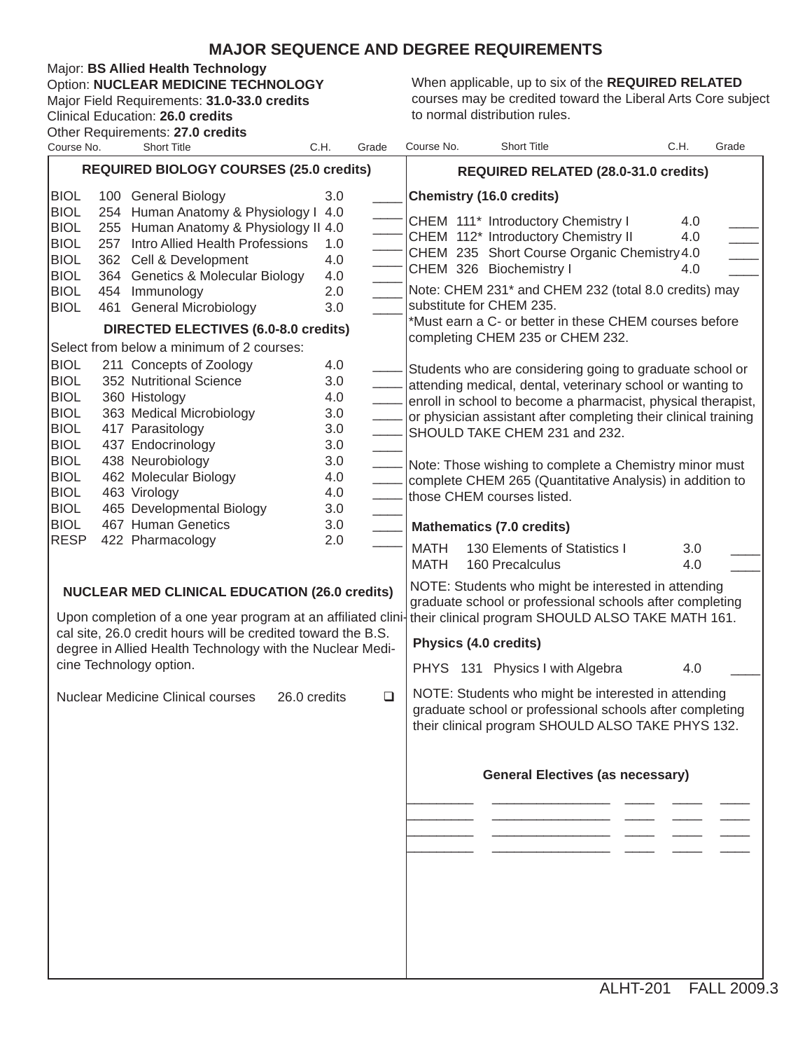# MAJOR SEQUENCE AND DEGREE REQUIREMENTS

Major: **BS Allied Health Technology**
Option: **NUCLEAR MEDICINE TECHNOLOGY**
Major Field Requirements: **31.0-33.0 credits**
Clinical Education: **26.0 credits**
Other Requirements: **27.0 credits**

When applicable, up to six of the **REQUIRED RELATED** courses may be credited toward the Liberal Arts Core subject to normal distribution rules.

## REQUIRED BIOLOGY COURSES (25.0 credits)

| Course No. | | Short Title | C.H. | Grade |
|---|---|---|---|---|
| BIOL | 100 | General Biology | 3.0 | ____ |
| BIOL | 254 | Human Anatomy & Physiology I | 4.0 | ____ |
| BIOL | 255 | Human Anatomy & Physiology II | 4.0 | ____ |
| BIOL | 257 | Intro Allied Health Professions | 1.0 | ____ |
| BIOL | 362 | Cell & Development | 4.0 | ____ |
| BIOL | 364 | Genetics & Molecular Biology | 4.0 | ____ |
| BIOL | 454 | Immunology | 2.0 | ____ |
| BIOL | 461 | General Microbiology | 3.0 | ____ |

### DIRECTED ELECTIVES (6.0-8.0 credits)

Select from below a minimum of 2 courses:

| Course No. | | Short Title | C.H. | Grade |
|---|---|---|---|---|
| BIOL | 211 | Concepts of Zoology | 4.0 | ____ |
| BIOL | 352 | Nutritional Science | 3.0 | ____ |
| BIOL | 360 | Histology | 4.0 | ____ |
| BIOL | 363 | Medical Microbiology | 3.0 | ____ |
| BIOL | 417 | Parasitology | 3.0 | ____ |
| BIOL | 437 | Endocrinology | 3.0 | ____ |
| BIOL | 438 | Neurobiology | 3.0 | ____ |
| BIOL | 462 | Molecular Biology | 4.0 | ____ |
| BIOL | 463 | Virology | 4.0 | ____ |
| BIOL | 465 | Developmental Biology | 3.0 | ____ |
| BIOL | 467 | Human Genetics | 3.0 | ____ |
| RESP | 422 | Pharmacology | 2.0 | ____ |

## NUCLEAR MED CLINICAL EDUCATION (26.0 credits)

Upon completion of a one year program at an affiliated clinical site, 26.0 credit hours will be credited toward the B.S. degree in Allied Health Technology with the Nuclear Medicine Technology option.

Nuclear Medicine Clinical courses 26.0 credits ☐

## REQUIRED RELATED (28.0-31.0 credits)

### Chemistry (16.0 credits)

| Course No. | | Short Title | C.H. | Grade |
|---|---|---|---|---|
| CHEM | 111* | Introductory Chemistry I | 4.0 | ____ |
| CHEM | 112* | Introductory Chemistry II | 4.0 | ____ |
| CHEM | 235 | Short Course Organic Chemistry | 4.0 | ____ |
| CHEM | 326 | Biochemistry I | 4.0 | ____ |

Note: CHEM 231* and CHEM 232 (total 8.0 credits) may substitute for CHEM 235.

*Must earn a C- or better in these CHEM courses before completing CHEM 235 or CHEM 232.

Students who are considering going to graduate school or attending medical, dental, veterinary school or wanting to enroll in school to become a pharmacist, physical therapist, or physician assistant after completing their clinical training SHOULD TAKE CHEM 231 and 232.

Note: Those wishing to complete a Chemistry minor must complete CHEM 265 (Quantitative Analysis) in addition to those CHEM courses listed.

### Mathematics (7.0 credits)

| Course No. | | Short Title | C.H. | Grade |
|---|---|---|---|---|
| MATH | 130 | Elements of Statistics I | 3.0 | ____ |
| MATH | 160 | Precalculus | 4.0 | ____ |

NOTE: Students who might be interested in attending graduate school or professional schools after completing their clinical program SHOULD ALSO TAKE MATH 161.

### Physics (4.0 credits)

| Course No. | | Short Title | C.H. | Grade |
|---|---|---|---|---|
| PHYS | 131 | Physics I with Algebra | 4.0 | ____ |

NOTE: Students who might be interested in attending graduate school or professional schools after completing their clinical program SHOULD ALSO TAKE PHYS 132.

### General Electives (as necessary)

| Course No. | Short Title | | C.H. | Grade |
|---|---|---|---|---|
| ________ | ________________ | ____ | ____ | ____ |
| ________ | ________________ | ____ | ____ | ____ |
| ________ | ________________ | ____ | ____ | ____ |
| ________ | ________________ | ____ | ____ | ____ |

ALHT-201 FALL 2009.3